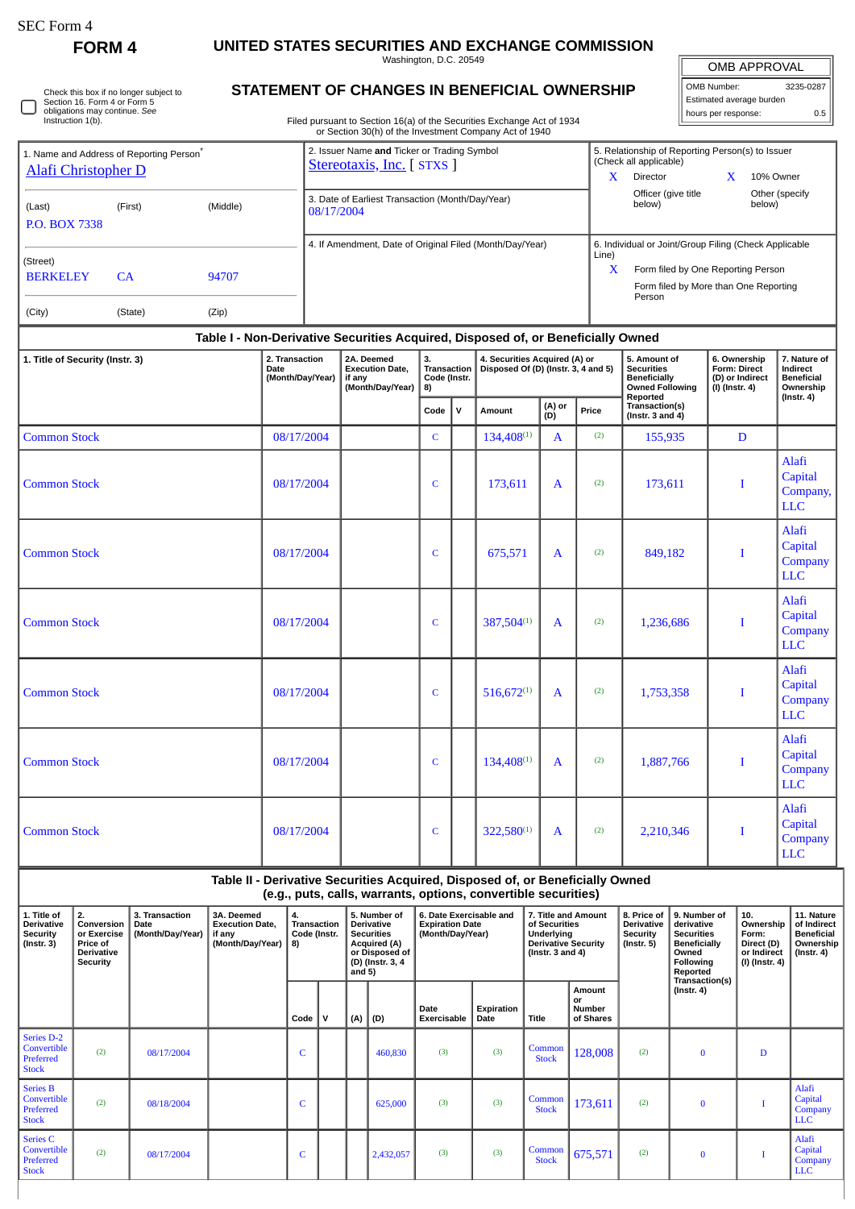SEC Form 4

**FORM 4**

# UNITED STATES SECURITIES AND EXCHANGE COMMISSION

Washington, D.C. 20549

## STATEMENT OF CHANGES IN BENEFICIAL OWNERSHIP

Filed pursuant to Section 16(a) of the Securities Exchange Act of 1934 or Section 30(h) of the Investment Company Act of 1940

| OMB APPROVAL | |
|---|---|
| OMB Number: | 3235-0287 |
| Estimated average burden | |
| hours per response: | 0.5 |

☐ Check this box if no longer subject to Section 16. Form 4 or Form 5 obligations may continue. *See* Instruction 1(b).

1. Name and Address of Reporting Person*
Alafi Christopher D

(Last) (First) (Middle)
P.O. BOX 7338

(Street)
BERKELEY CA 94707

(City) (State) (Zip)

2. Issuer Name **and** Ticker or Trading Symbol
Stereotaxis, Inc. [ STXS ]

3. Date of Earliest Transaction (Month/Day/Year)
08/17/2004

4. If Amendment, Date of Original Filed (Month/Day/Year)

5. Relationship of Reporting Person(s) to Issuer (Check all applicable)
X Director
X 10% Owner
Officer (give title below)
Other (specify below)

6. Individual or Joint/Group Filing (Check Applicable Line)
X Form filed by One Reporting Person
Form filed by More than One Reporting Person

### Table I - Non-Derivative Securities Acquired, Disposed of, or Beneficially Owned

| 1. Title of Security (Instr. 3) | 2. Transaction Date (Month/Day/Year) | 2A. Deemed Execution Date, if any (Month/Day/Year) | 3. Transaction Code (Instr. 8) | | 4. Securities Acquired (A) or Disposed Of (D) (Instr. 3, 4 and 5) | | | 5. Amount of Securities Beneficially Owned Following Reported Transaction(s) (Instr. 3 and 4) | 6. Ownership Form: Direct (D) or Indirect (I) (Instr. 4) | 7. Nature of Indirect Beneficial Ownership (Instr. 4) |
|---|---|---|---|---|---|---|---|---|---|---|
| | | | Code | V | Amount | (A) or (D) | Price | | | |
| Common Stock | 08/17/2004 | | C | | 134,408[(1)] | A | [(2)] | 155,935 | D | |
| Common Stock | 08/17/2004 | | C | | 173,611 | A | [(2)] | 173,611 | I | Alafi Capital Company, LLC |
| Common Stock | 08/17/2004 | | C | | 675,571 | A | [(2)] | 849,182 | I | Alafi Capital Company LLC |
| Common Stock | 08/17/2004 | | C | | 387,504[(1)] | A | [(2)] | 1,236,686 | I | Alafi Capital Company LLC |
| Common Stock | 08/17/2004 | | C | | 516,672[(1)] | A | [(2)] | 1,753,358 | I | Alafi Capital Company LLC |
| Common Stock | 08/17/2004 | | C | | 134,408[(1)] | A | [(2)] | 1,887,766 | I | Alafi Capital Company LLC |
| Common Stock | 08/17/2004 | | C | | 322,580[(1)] | A | [(2)] | 2,210,346 | I | Alafi Capital Company LLC |

### Table II - Derivative Securities Acquired, Disposed of, or Beneficially Owned (e.g., puts, calls, warrants, options, convertible securities)

| 1. Title of Derivative Security (Instr. 3) | 2. Conversion or Exercise Price of Derivative Security | 3. Transaction Date (Month/Day/Year) | 3A. Deemed Execution Date, if any (Month/Day/Year) | 4. Transaction Code (Instr. 8) | | 5. Number of Derivative Securities Acquired (A) or Disposed of (D) (Instr. 3, 4 and 5) | | 6. Date Exercisable and Expiration Date (Month/Day/Year) | | 7. Title and Amount Underlying Derivative Security (Instr. 3 and 4) | | 8. Price of Derivative Security (Instr. 5) | 9. Number of derivative Securities Beneficially Owned Following Reported Transaction(s) (Instr. 4) | 10. Ownership Form: Direct (D) or Indirect (I) (Instr. 4) | 11. Nature of Indirect Beneficial Ownership (Instr. 4) |
|---|---|---|---|---|---|---|---|---|---|---|---|---|---|---|---|
| | | | | Code | V | (A) | (D) | Date Exercisable | Expiration Date | Title | Amount or Number of Shares | | | | |
| Series D-2 Convertible Preferred Stock | [(2)] | 08/17/2004 | | C | | | 460,830 | [(3)] | [(3)] | Common Stock | 128,008 | [(2)] | 0 | D | |
| Series B Convertible Preferred Stock | [(2)] | 08/18/2004 | | C | | | 625,000 | [(3)] | [(3)] | Common Stock | 173,611 | [(2)] | 0 | I | Alafi Capital Company LLC |
| Series C Convertible Preferred Stock | [(2)] | 08/17/2004 | | C | | | 2,432,057 | [(3)] | [(3)] | Common Stock | 675,571 | [(2)] | 0 | I | Alafi Capital Company LLC |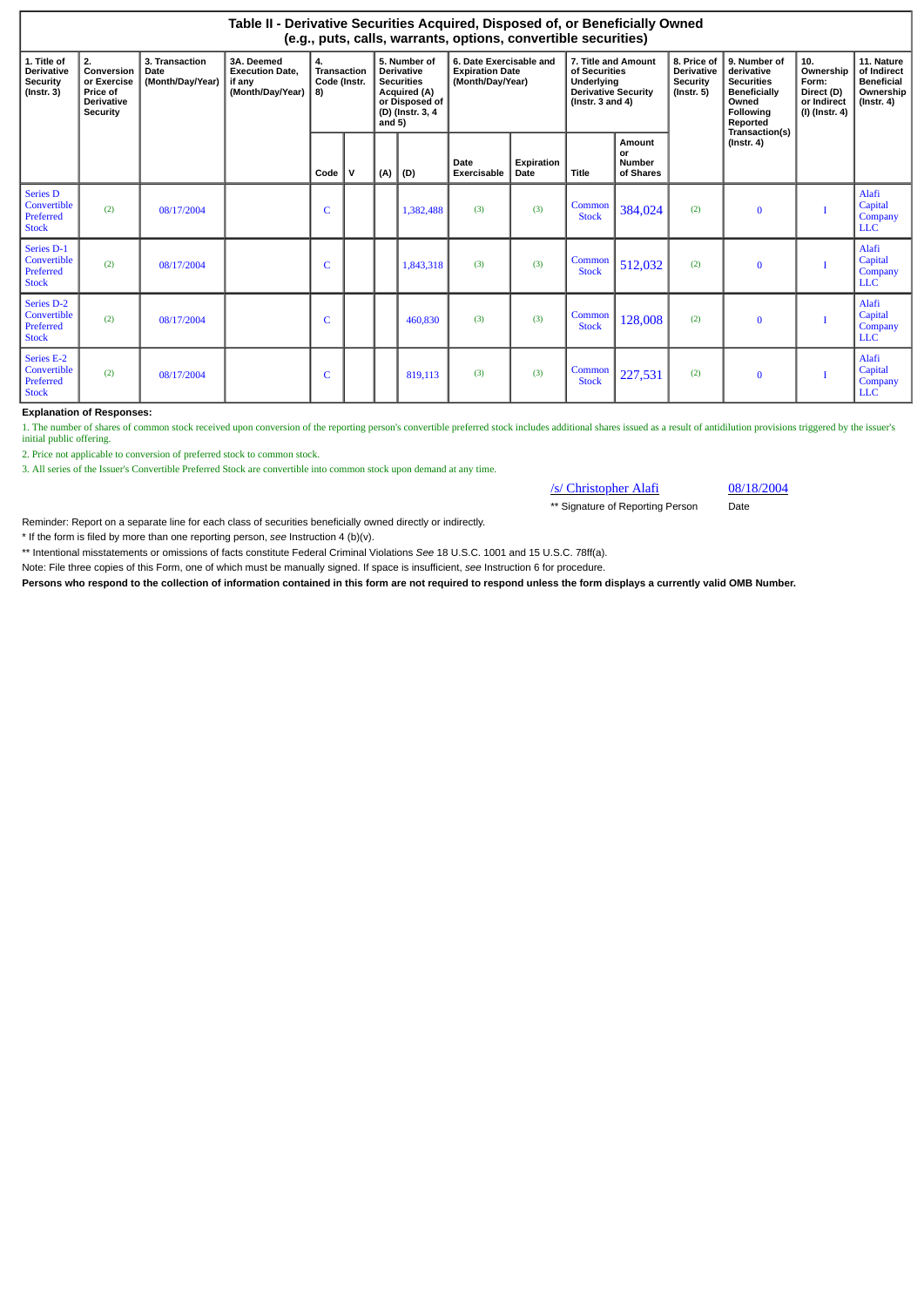# Table II - Derivative Securities Acquired, Disposed of, or Beneficially Owned (e.g., puts, calls, warrants, options, convertible securities)

| 1. Title of Derivative Security (Instr. 3) | 2. Conversion or Exercise Price of Derivative Security | 3. Transaction Date (Month/Day/Year) | 3A. Deemed Execution Date, if any (Month/Day/Year) | 4. Transaction Code (Instr. 8) | | 5. Number of Derivative Securities Acquired (A) or Disposed of (D) (Instr. 3, 4 and 5) | | 6. Date Exercisable and Expiration Date (Month/Day/Year) | | 7. Title and Amount of Securities Underlying Derivative Security (Instr. 3 and 4) | | 8. Price of Derivative Security (Instr. 5) | 9. Number of derivative Securities Beneficially Owned Following Reported Transaction(s) (Instr. 4) | 10. Ownership Form: Direct (D) or Indirect (I) (Instr. 4) | 11. Nature of Indirect Beneficial Ownership (Instr. 4) |
|---|---|---|---|---|---|---|---|---|---|---|---|---|---|---|---|
| | | | | Code | V | (A) | (D) | Date Exercisable | Expiration Date | Title | Amount or Number of Shares | | | | |
| Series D Convertible Preferred Stock | (2) | 08/17/2004 | | C | | | 1,382,488 | (3) | (3) | Common Stock | 384,024 | (2) | 0 | I | Alafi Capital Company LLC |
| Series D-1 Convertible Preferred Stock | (2) | 08/17/2004 | | C | | | 1,843,318 | (3) | (3) | Common Stock | 512,032 | (2) | 0 | I | Alafi Capital Company LLC |
| Series D-2 Convertible Preferred Stock | (2) | 08/17/2004 | | C | | | 460,830 | (3) | (3) | Common Stock | 128,008 | (2) | 0 | I | Alafi Capital Company LLC |
| Series E-2 Convertible Preferred Stock | (2) | 08/17/2004 | | C | | | 819,113 | (3) | (3) | Common Stock | 227,531 | (2) | 0 | I | Alafi Capital Company LLC |

**Explanation of Responses:**

1. The number of shares of common stock received upon conversion of the reporting person's convertible preferred stock includes additional shares issued as a result of antidilution provisions triggered by the issuer's initial public offering.

2. Price not applicable to conversion of preferred stock to common stock.

3. All series of the Issuer's Convertible Preferred Stock are convertible into common stock upon demand at any time.

/s/ Christopher Alafi — 08/18/2004

** Signature of Reporting Person — Date

Reminder: Report on a separate line for each class of securities beneficially owned directly or indirectly.

* If the form is filed by more than one reporting person, *see* Instruction 4 (b)(v).

** Intentional misstatements or omissions of facts constitute Federal Criminal Violations *See* 18 U.S.C. 1001 and 15 U.S.C. 78ff(a).

Note: File three copies of this Form, one of which must be manually signed. If space is insufficient, *see* Instruction 6 for procedure.

**Persons who respond to the collection of information contained in this form are not required to respond unless the form displays a currently valid OMB Number.**